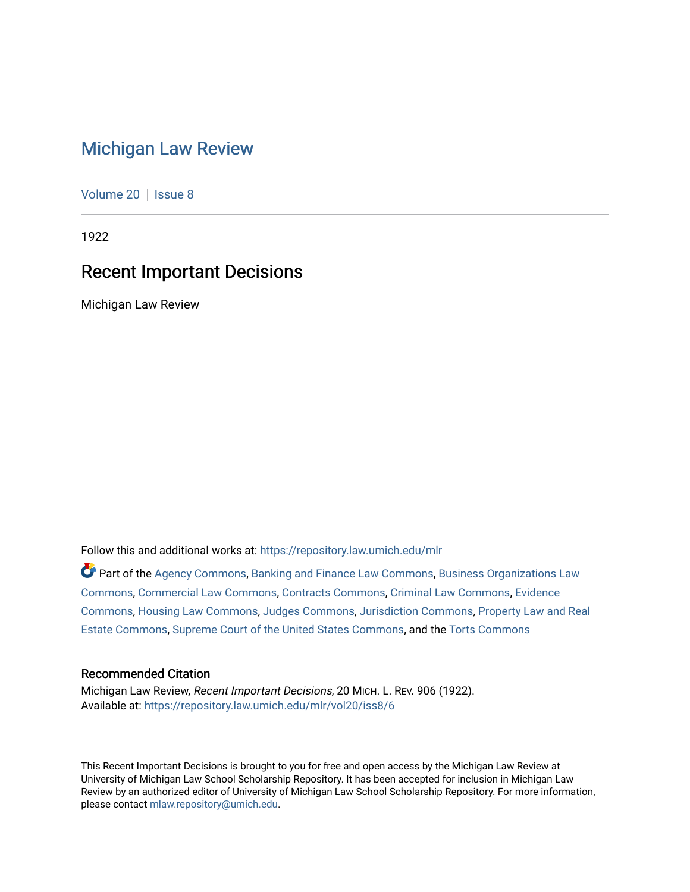# Michigan Law Review

Volume 20 | Issue 8

1922

## Recent Important Decisions

Michigan Law Review

Follow this and additional works at: https://repository.law.umich.edu/mlr

Part of the Agency Commons, Banking and Finance Law Commons, Business Organizations Law Commons, Commercial Law Commons, Contracts Commons, Criminal Law Commons, Evidence Commons, Housing Law Commons, Judges Commons, Jurisdiction Commons, Property Law and Real Estate Commons, Supreme Court of the United States Commons, and the Torts Commons

### Recommended Citation

Michigan Law Review, *Recent Important Decisions*, 20 MICH. L. REV. 906 (1922).
Available at: https://repository.law.umich.edu/mlr/vol20/iss8/6

This Recent Important Decisions is brought to you for free and open access by the Michigan Law Review at University of Michigan Law School Scholarship Repository. It has been accepted for inclusion in Michigan Law Review by an authorized editor of University of Michigan Law School Scholarship Repository. For more information, please contact mlaw.repository@umich.edu.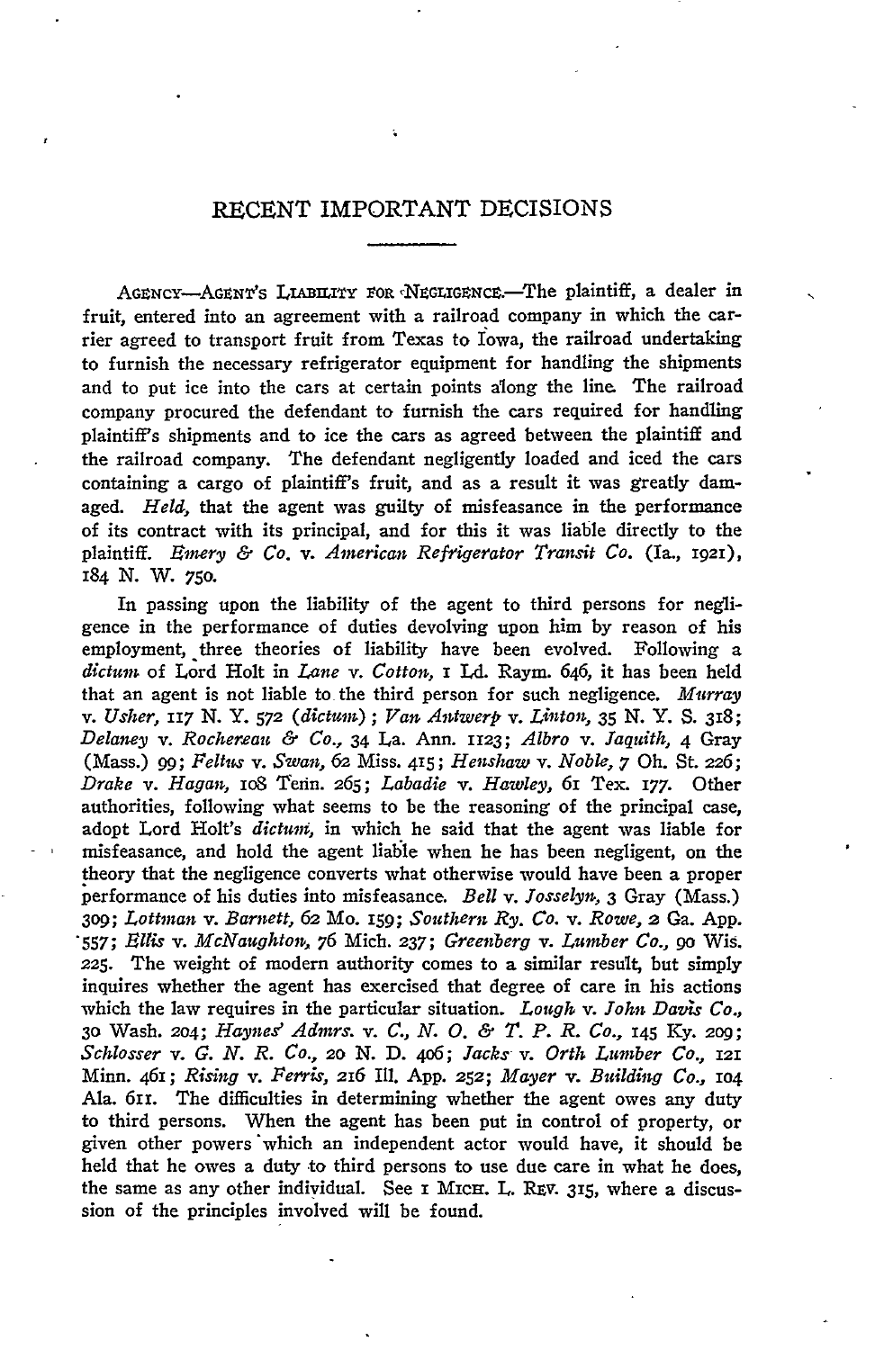# RECENT IMPORTANT DECISIONS

AGENCY—AGENT'S LIABILITY FOR NEGLIGENCE.—The plaintiff, a dealer in fruit, entered into an agreement with a railroad company in which the carrier agreed to transport fruit from Texas to Iowa, the railroad undertaking to furnish the necessary refrigerator equipment for handling the shipments and to put ice into the cars at certain points along the line. The railroad company procured the defendant to furnish the cars required for handling plaintiff's shipments and to ice the cars as agreed between the plaintiff and the railroad company. The defendant negligently loaded and iced the cars containing a cargo of plaintiff's fruit, and as a result it was greatly damaged. *Held*, that the agent was guilty of misfeasance in the performance of its contract with its principal, and for this it was liable directly to the plaintiff. *Emery & Co.* v. *American Refrigerator Transit Co.* (Ia., 1921), 184 N. W. 750.

In passing upon the liability of the agent to third persons for negligence in the performance of duties devolving upon him by reason of his employment, three theories of liability have been evolved. Following a *dictum* of Lord Holt in *Lane* v. *Cotton*, 1 Ld. Raym. 646, it has been held that an agent is not liable to the third person for such negligence. *Murray* v. *Usher*, 117 N. Y. 572 (*dictum*); *Van Antwerp* v. *Linton*, 35 N. Y. S. 318; *Delaney* v. *Rochereau & Co.*, 34 La. Ann. 1123; *Albro* v. *Jaquith*, 4 Gray (Mass.) 99; *Feltus* v. *Swan*, 62 Miss. 415; *Henshaw* v. *Noble*, 7 Oh. St. 226; *Drake* v. *Hagan*, 108 Tenn. 265; *Labadie* v. *Hawley*, 61 Tex. 177. Other authorities, following what seems to be the reasoning of the principal case, adopt Lord Holt's *dictum*, in which he said that the agent was liable for misfeasance, and hold the agent liable when he has been negligent, on the theory that the negligence converts what otherwise would have been a proper performance of his duties into misfeasance. *Bell* v. *Josselyn*, 3 Gray (Mass.) 309; *Lottman* v. *Barnett*, 62 Mo. 159; *Southern Ry. Co.* v. *Rowe*, 2 Ga. App. 557; *Ellis* v. *McNaughton*, 76 Mich. 237; *Greenberg* v. *Lumber Co.*, 90 Wis. 225. The weight of modern authority comes to a similar result, but simply inquires whether the agent has exercised that degree of care in his actions which the law requires in the particular situation. *Lough* v. *John Davis Co.*, 30 Wash. 204; *Haynes' Admrs.* v. *C., N. O. & T. P. R. Co.*, 145 Ky. 209; *Schlosser* v. *G. N. R. Co.*, 20 N. D. 406; *Jacks* v. *Orth Lumber Co.*, 121 Minn. 461; *Rising* v. *Ferris*, 216 Ill. App. 252; *Mayer* v. *Building Co.*, 104 Ala. 611. The difficulties in determining whether the agent owes any duty to third persons. When the agent has been put in control of property, or given other powers which an independent actor would have, it should be held that he owes a duty to third persons to use due care in what he does, the same as any other individual. See 1 MICH. L. REV. 315, where a discussion of the principles involved will be found.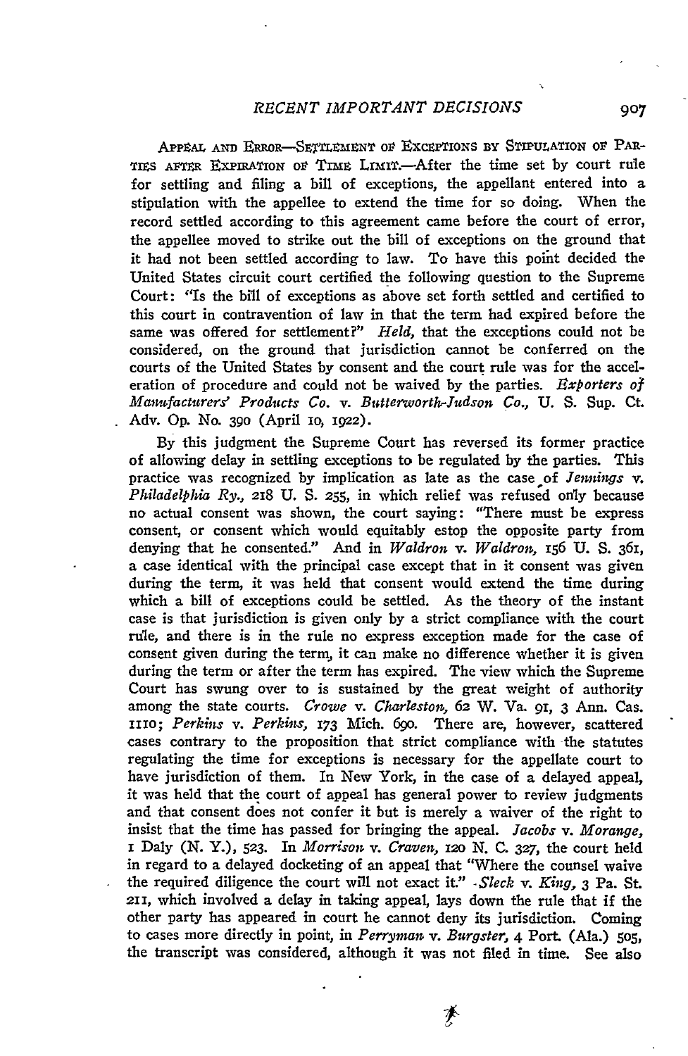APPEAL AND ERROR—SETTLEMENT OF EXCEPTIONS BY STIPULATION OF PARTIES AFTER EXPIRATION OF TIME LIMIT.—After the time set by court rule for settling and filing a bill of exceptions, the appellant entered into a stipulation with the appellee to extend the time for so doing. When the record settled according to this agreement came before the court of error, the appellee moved to strike out the bill of exceptions on the ground that it had not been settled according to law. To have this point decided the United States circuit court certified the following question to the Supreme Court: "Is the bill of exceptions as above set forth settled and certified to this court in contravention of law in that the term had expired before the same was offered for settlement?" *Held*, that the exceptions could not be considered, on the ground that jurisdiction cannot be conferred on the courts of the United States by consent and the court rule was for the acceleration of procedure and could not be waived by the parties. *Exporters of Manufacturers' Products Co.* v. *Butterworth-Judson Co.*, U. S. Sup. Ct. Adv. Op. No. 390 (April 10, 1922).

By this judgment the Supreme Court has reversed its former practice of allowing delay in settling exceptions to be regulated by the parties. This practice was recognized by implication as late as the case of *Jennings* v. *Philadelphia Ry.*, 218 U. S. 255, in which relief was refused only because no actual consent was shown, the court saying: "There must be express consent, or consent which would equitably estop the opposite party from denying that he consented." And in *Waldron* v. *Waldron*, 156 U. S. 361, a case identical with the principal case except that in it consent was given during the term, it was held that consent would extend the time during which a bill of exceptions could be settled. As the theory of the instant case is that jurisdiction is given only by a strict compliance with the court rule, and there is in the rule no express exception made for the case of consent given during the term, it can make no difference whether it is given during the term or after the term has expired. The view which the Supreme Court has swung over to is sustained by the great weight of authority among the state courts. *Crowe* v. *Charleston*, 62 W. Va. 91, 3 Ann. Cas. 1110; *Perkins* v. *Perkins*, 173 Mich. 690. There are, however, scattered cases contrary to the proposition that strict compliance with the statutes regulating the time for exceptions is necessary for the appellate court to have jurisdiction of them. In New York, in the case of a delayed appeal, it was held that the court of appeal has general power to review judgments and that consent does not confer it but is merely a waiver of the right to insist that the time has passed for bringing the appeal. *Jacobs* v. *Morange*, 1 Daly (N. Y.), 523. In *Morrison* v. *Craven*, 120 N. C. 327, the court held in regard to a delayed docketing of an appeal that "Where the counsel waive the required diligence the court will not exact it." *Sleck* v. *King*, 3 Pa. St. 211, which involved a delay in taking appeal, lays down the rule that if the other party has appeared in court he cannot deny its jurisdiction. Coming to cases more directly in point, in *Perryman* v. *Burgster*, 4 Port. (Ala.) 505, the transcript was considered, although it was not filed in time. See also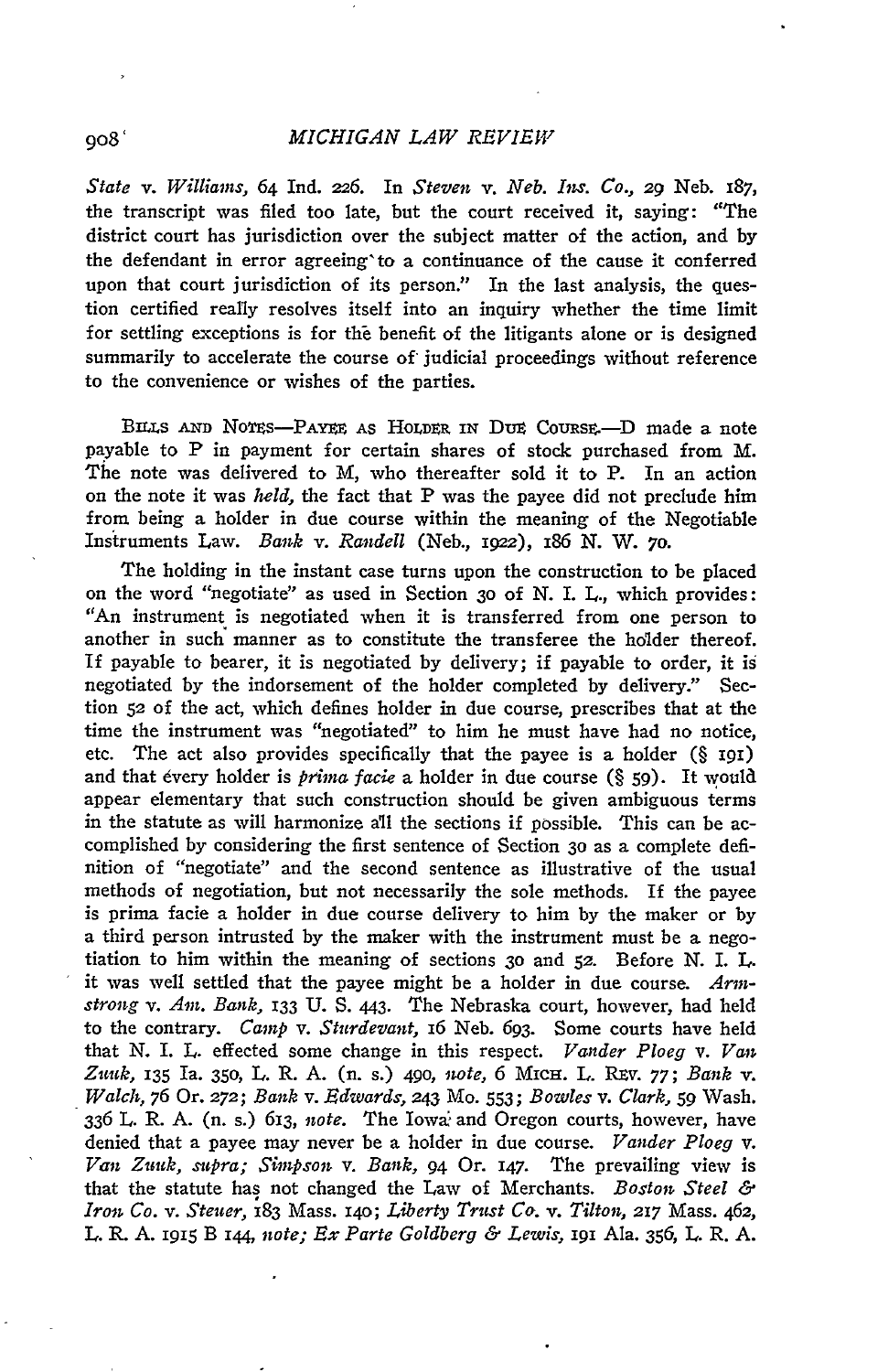*State* v. *Williams,* 64 Ind. 226. In *Steven* v. *Neb. Ins. Co.,* 29 Neb. 187, the transcript was filed too late, but the court received it, saying: "The district court has jurisdiction over the subject matter of the action, and by the defendant in error agreeing to a continuance of the cause it conferred upon that court jurisdiction of its person." In the last analysis, the question certified really resolves itself into an inquiry whether the time limit for settling exceptions is for the benefit of the litigants alone or is designed summarily to accelerate the course of judicial proceedings without reference to the convenience or wishes of the parties.

BILLS AND NOTES—PAYEE AS HOLDER IN DUE COURSE.—D made a note payable to P in payment for certain shares of stock purchased from M. The note was delivered to M, who thereafter sold it to P. In an action on the note it was *held,* the fact that P was the payee did not preclude him from being a holder in due course within the meaning of the Negotiable Instruments Law. *Bank* v. *Randell* (Neb., 1922), 186 N. W. 70.

The holding in the instant case turns upon the construction to be placed on the word "negotiate" as used in Section 30 of N. I. L., which provides: "An instrument is negotiated when it is transferred from one person to another in such manner as to constitute the transferee the holder thereof. If payable to bearer, it is negotiated by delivery; if payable to order, it is negotiated by the indorsement of the holder completed by delivery." Section 52 of the act, which defines holder in due course, prescribes that at the time the instrument was "negotiated" to him he must have had no notice, etc. The act also provides specifically that the payee is a holder (§ 191) and that every holder is *prima facie* a holder in due course (§ 59). It would appear elementary that such construction should be given ambiguous terms in the statute as will harmonize all the sections if possible. This can be accomplished by considering the first sentence of Section 30 as a complete definition of "negotiate" and the second sentence as illustrative of the usual methods of negotiation, but not necessarily the sole methods. If the payee is prima facie a holder in due course delivery to him by the maker or by a third person intrusted by the maker with the instrument must be a negotiation to him within the meaning of sections 30 and 52. Before N. I. L. it was well settled that the payee might be a holder in due course. *Armstrong* v. *Am. Bank,* 133 U. S. 443. The Nebraska court, however, had held to the contrary. *Camp* v. *Sturdevant,* 16 Neb. 693. Some courts have held that N. I. L. effected some change in this respect. *Vander Ploeg* v. *Van Zuuk,* 135 Ia. 350, L. R. A. (n. s.) 490, *note,* 6 MICH. L. REV. 77; *Bank* v. *Walch,* 76 Or. 272; *Bank* v. *Edwards,* 243 Mo. 553; *Bowles* v. *Clark,* 59 Wash. 336 L. R. A. (n. s.) 613, *note.* The Iowa and Oregon courts, however, have denied that a payee may never be a holder in due course. *Vander Ploeg* v. *Van Zuuk, supra; Simpson* v. *Bank,* 94 Or. 147. The prevailing view is that the statute has not changed the Law of Merchants. *Boston Steel & Iron Co.* v. *Steuer,* 183 Mass. 140; *Liberty Trust Co.* v. *Tilton,* 217 Mass. 462, L. R. A. 1915 B 144, *note; Ex Parte Goldberg & Lewis,* 191 Ala. 356, L. R. A.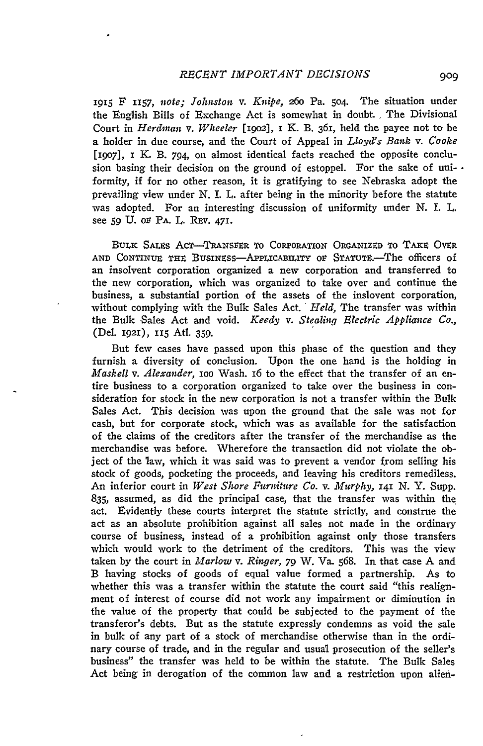1915 F 1157, *note; Johnston* v. *Knipe,* 260 Pa. 504. The situation under the English Bills of Exchange Act is somewhat in doubt. The Divisional Court in *Herdman* v. *Wheeler* [1902], 1 K. B. 361, held the payee not to be a holder in due course, and the Court of Appeal in *Lloyd's Bank* v. *Cooke* [1907], 1 K. B. 794, on almost identical facts reached the opposite conclusion basing their decision on the ground of estoppel. For the sake of uniformity, if for no other reason, it is gratifying to see Nebraska adopt the prevailing view under N. I. L. after being in the minority before the statute was adopted. For an interesting discussion of uniformity under N. I. L. see 59 U. of Pa. L. Rev. 471.

Bulk Sales Act—Transfer to Corporation Organized to Take Over and Continue the Business—Applicability of Statute.—The officers of an insolvent corporation organized a new corporation and transferred to the new corporation, which was organized to take over and continue the business, a substantial portion of the assets of the inslovent corporation, without complying with the Bulk Sales Act. *Held,* The transfer was within the Bulk Sales Act and void. *Keedy* v. *Stealing Electric Appliance Co.,* (Del. 1921), 115 Atl. 359.

But few cases have passed upon this phase of the question and they furnish a diversity of conclusion. Upon the one hand is the holding in *Maskell* v. *Alexander,* 100 Wash. 16 to the effect that the transfer of an entire business to a corporation organized to take over the business in consideration for stock in the new corporation is not a transfer within the Bulk Sales Act. This decision was upon the ground that the sale was not for cash, but for corporate stock, which was as available for the satisfaction of the claims of the creditors after the transfer of the merchandise as the merchandise was before. Wherefore the transaction did not violate the object of the law, which it was said was to prevent a vendor from selling his stock of goods, pocketing the proceeds, and leaving his creditors remediless. An inferior court in *West Shore Furniture Co.* v. *Murphy,* 141 N. Y. Supp. 835, assumed, as did the principal case, that the transfer was within the act. Evidently these courts interpret the statute strictly, and construe the act as an absolute prohibition against all sales not made in the ordinary course of business, instead of a prohibition against only those transfers which would work to the detriment of the creditors. This was the view taken by the court in *Marlow* v. *Ringer,* 79 W. Va. 568. In that case A and B having stocks of goods of equal value formed a partnership. As to whether this was a transfer within the statute the court said "this realignment of interest of course did not work any impairment or diminution in the value of the property that could be subjected to the payment of the transferor's debts. But as the statute expressly condemns as void the sale in bulk of any part of a stock of merchandise otherwise than in the ordinary course of trade, and in the regular and usual prosecution of the seller's business" the transfer was held to be within the statute. The Bulk Sales Act being in derogation of the common law and a restriction upon alien-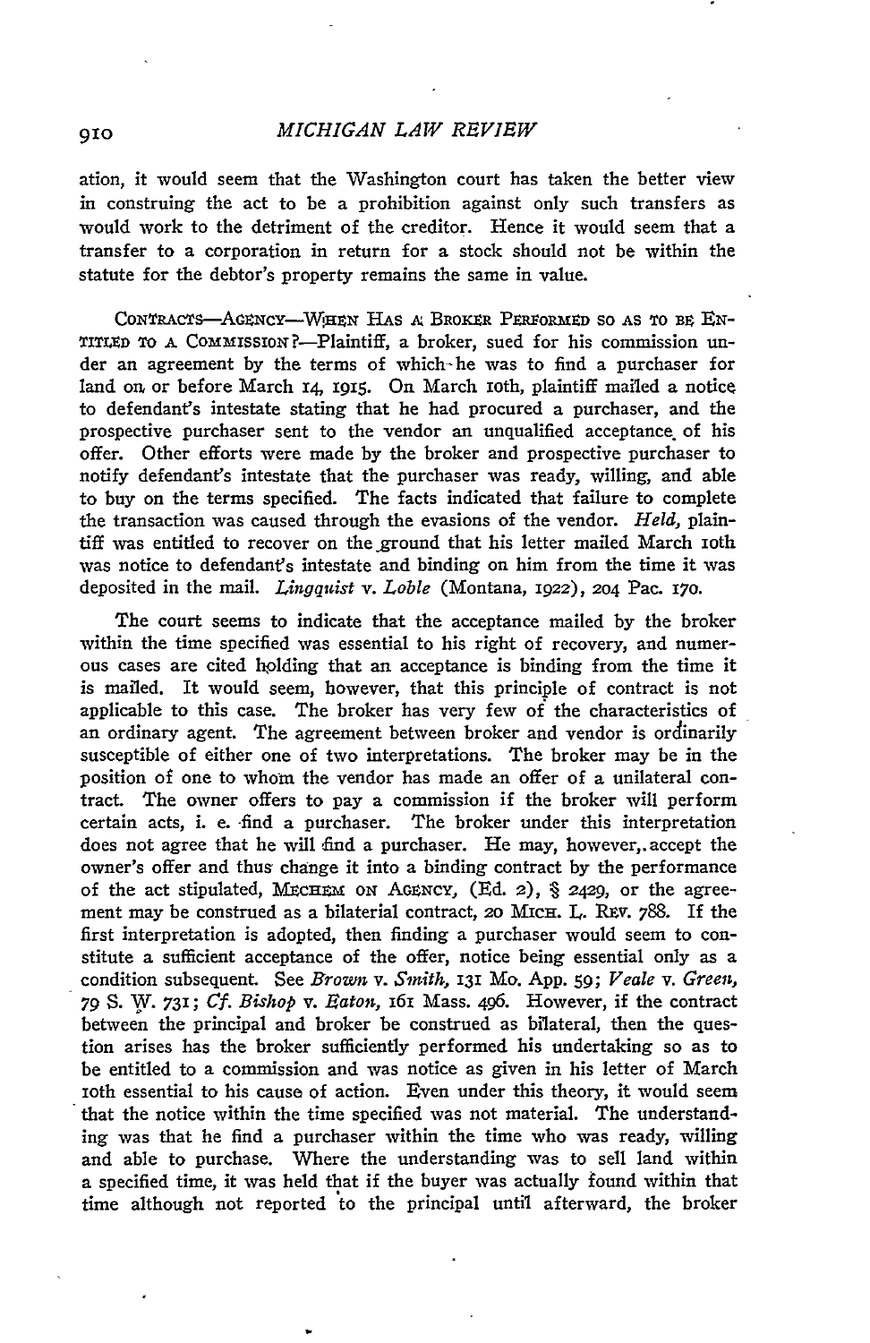ation, it would seem that the Washington court has taken the better view in construing the act to be a prohibition against only such transfers as would work to the detriment of the creditor. Hence it would seem that a transfer to a corporation in return for a stock should not be within the statute for the debtor's property remains the same in value.

CONTRACTS—AGENCY—WHEN HAS A BROKER PERFORMED SO AS TO BE ENTITLED TO A COMMISSION?—Plaintiff, a broker, sued for his commission under an agreement by the terms of which he was to find a purchaser for land on or before March 14, 1915. On March 10th, plaintiff mailed a notice to defendant's intestate stating that he had procured a purchaser, and the prospective purchaser sent to the vendor an unqualified acceptance of his offer. Other efforts were made by the broker and prospective purchaser to notify defendant's intestate that the purchaser was ready, willing, and able to buy on the terms specified. The facts indicated that failure to complete the transaction was caused through the evasions of the vendor. *Held*, plaintiff was entitled to recover on the ground that his letter mailed March 10th was notice to defendant's intestate and binding on him from the time it was deposited in the mail. *Lingquist* v. *Loble* (Montana, 1922), 204 Pac. 170.

The court seems to indicate that the acceptance mailed by the broker within the time specified was essential to his right of recovery, and numerous cases are cited holding that an acceptance is binding from the time it is mailed. It would seem, however, that this principle of contract is not applicable to this case. The broker has very few of the characteristics of an ordinary agent. The agreement between broker and vendor is ordinarily susceptible of either one of two interpretations. The broker may be in the position of one to whom the vendor has made an offer of a unilateral contract. The owner offers to pay a commission if the broker will perform certain acts, i. e. find a purchaser. The broker under this interpretation does not agree that he will find a purchaser. He may, however, accept the owner's offer and thus change it into a binding contract by the performance of the act stipulated, MECHEM ON AGENCY, (Ed. 2), § 2429, or the agreement may be construed as a bilateral contract, 20 MICH. L. REV. 788. If the first interpretation is adopted, then finding a purchaser would seem to constitute a sufficient acceptance of the offer, notice being essential only as a condition subsequent. See *Brown* v. *Smith*, 131 Mo. App. 59; *Veale* v. *Green*, 79 S. W. 731; *Cf. Bishop* v. *Eaton*, 161 Mass. 496. However, if the contract between the principal and broker be construed as bilateral, then the question arises has the broker sufficiently performed his undertaking so as to be entitled to a commission and was notice as given in his letter of March 10th essential to his cause of action. Even under this theory, it would seem that the notice within the time specified was not material. The understanding was that he find a purchaser within the time who was ready, willing and able to purchase. Where the understanding was to sell land within a specified time, it was held that if the buyer was actually found within that time although not reported to the principal until afterward, the broker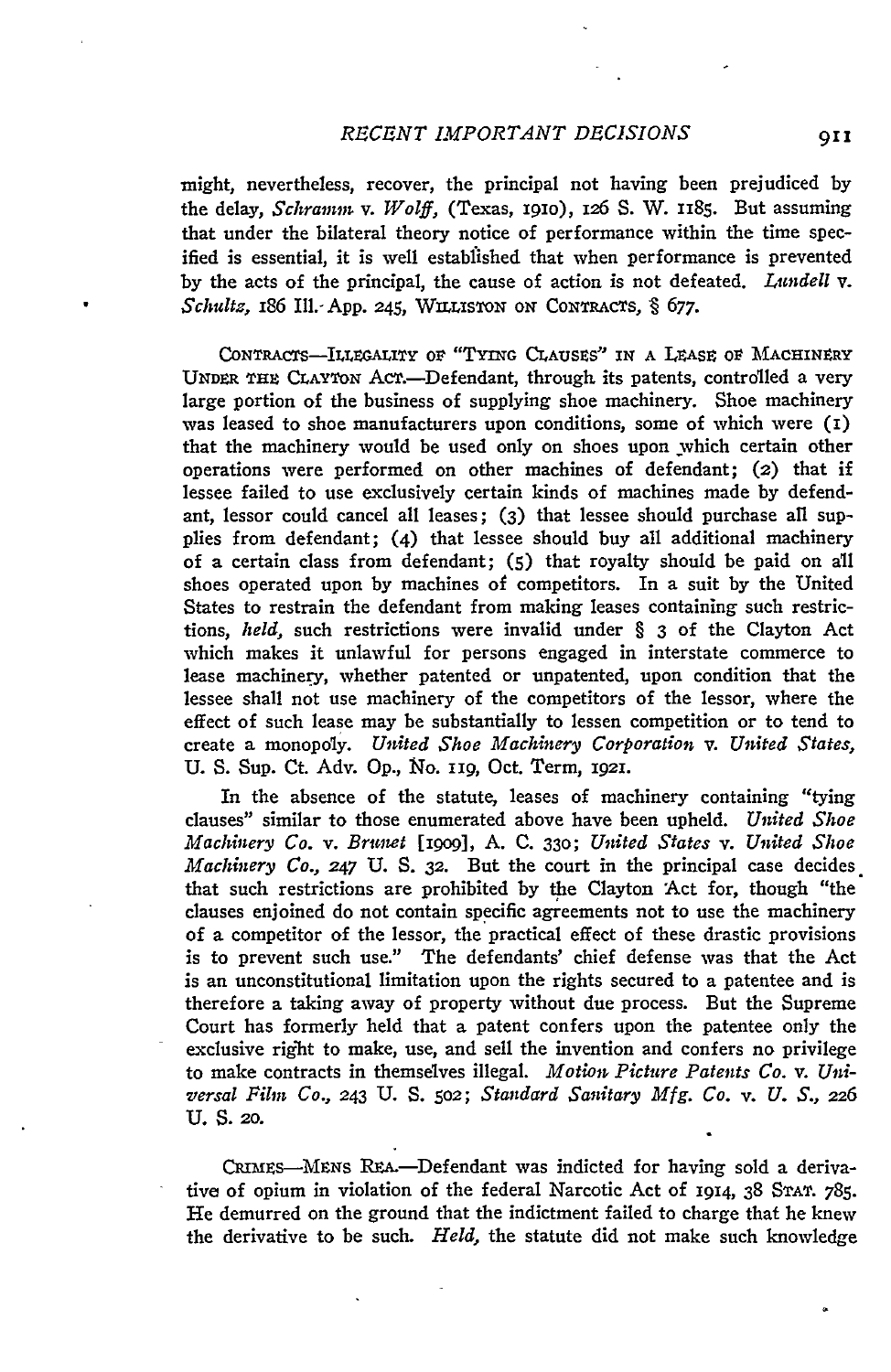might, nevertheless, recover, the principal not having been prejudiced by the delay, *Schramm* v. *Wolff*, (Texas, 1910), 126 S. W. 1185. But assuming that under the bilateral theory notice of performance within the time specified is essential, it is well established that when performance is prevented by the acts of the principal, the cause of action is not defeated. *Lundell* v. *Schultz*, 186 Ill. App. 245, WILLISTON ON CONTRACTS, § 677.

CONTRACTS—ILLEGALITY OF "TYING CLAUSES" IN A LEASE OF MACHINERY UNDER THE CLAYTON ACT.—Defendant, through its patents, controlled a very large portion of the business of supplying shoe machinery. Shoe machinery was leased to shoe manufacturers upon conditions, some of which were (1) that the machinery would be used only on shoes upon which certain other operations were performed on other machines of defendant; (2) that if lessee failed to use exclusively certain kinds of machines made by defendant, lessor could cancel all leases; (3) that lessee should purchase all supplies from defendant; (4) that lessee should buy all additional machinery of a certain class from defendant; (5) that royalty should be paid on all shoes operated upon by machines of competitors. In a suit by the United States to restrain the defendant from making leases containing such restrictions, *held*, such restrictions were invalid under § 3 of the Clayton Act which makes it unlawful for persons engaged in interstate commerce to lease machinery, whether patented or unpatented, upon condition that the lessee shall not use machinery of the competitors of the lessor, where the effect of such lease may be substantially to lessen competition or to tend to create a monopoly. *United Shoe Machinery Corporation* v. *United States*, U. S. Sup. Ct. Adv. Op., No. 119, Oct. Term, 1921.

In the absence of the statute, leases of machinery containing "tying clauses" similar to those enumerated above have been upheld. *United Shoe Machinery Co.* v. *Brunet* [1909], A. C. 330; *United States* v. *United Shoe Machinery Co.*, 247 U. S. 32. But the court in the principal case decides that such restrictions are prohibited by the Clayton Act for, though "the clauses enjoined do not contain specific agreements not to use the machinery of a competitor of the lessor, the practical effect of these drastic provisions is to prevent such use." The defendants' chief defense was that the Act is an unconstitutional limitation upon the rights secured to a patentee and is therefore a taking away of property without due process. But the Supreme Court has formerly held that a patent confers upon the patentee only the exclusive right to make, use, and sell the invention and confers no privilege to make contracts in themselves illegal. *Motion Picture Patents Co.* v. *Universal Film Co.*, 243 U. S. 502; *Standard Sanitary Mfg. Co.* v. *U. S.*, 226 U. S. 20.

CRIMES—MENS REA.—Defendant was indicted for having sold a derivative of opium in violation of the federal Narcotic Act of 1914, 38 STAT. 785. He demurred on the ground that the indictment failed to charge that he knew the derivative to be such. *Held*, the statute did not make such knowledge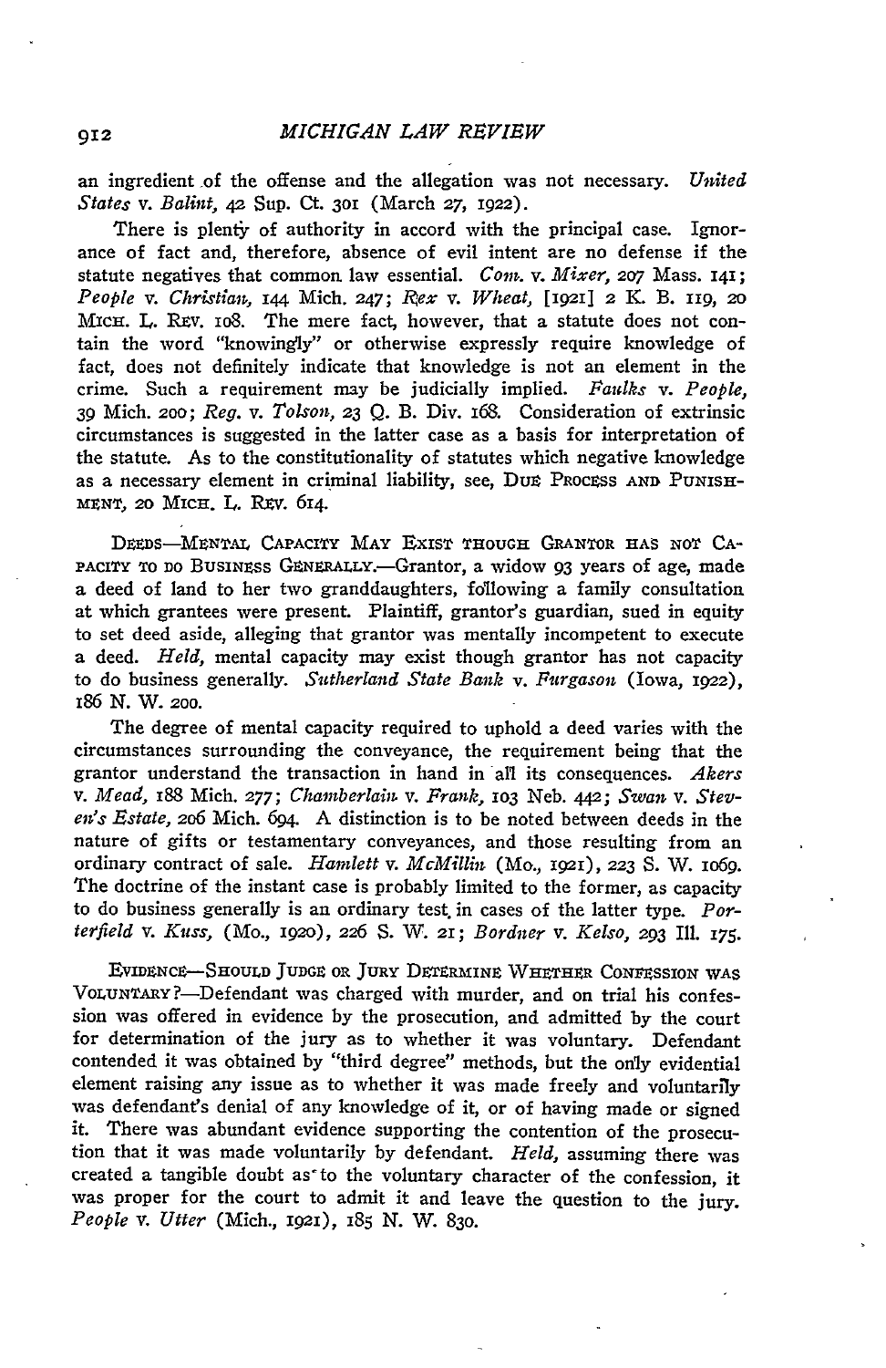an ingredient of the offense and the allegation was not necessary. *United States* v. *Balint*, 42 Sup. Ct. 301 (March 27, 1922).

There is plenty of authority in accord with the principal case. Ignorance of fact and, therefore, absence of evil intent are no defense if the statute negatives that common law essential. *Com.* v. *Mixer*, 207 Mass. 141; *People* v. *Christian*, 144 Mich. 247; *Rex* v. *Wheat*, [1921] 2 K. B. 119, 20 MICH. L. REV. 108. The mere fact, however, that a statute does not contain the word "knowingly" or otherwise expressly require knowledge of fact, does not definitely indicate that knowledge is not an element in the crime. Such a requirement may be judicially implied. *Faulks* v. *People*, 39 Mich. 200; *Reg.* v. *Tolson*, 23 Q. B. Div. 168. Consideration of extrinsic circumstances is suggested in the latter case as a basis for interpretation of the statute. As to the constitutionality of statutes which negative knowledge as a necessary element in criminal liability, see, DUE PROCESS AND PUNISHMENT, 20 MICH. L. REV. 614.

DEEDS—MENTAL CAPACITY MAY EXIST THOUGH GRANTOR HAS NOT CAPACITY TO DO BUSINESS GENERALLY.—Grantor, a widow 93 years of age, made a deed of land to her two granddaughters, following a family consultation at which grantees were present. Plaintiff, grantor's guardian, sued in equity to set deed aside, alleging that grantor was mentally incompetent to execute a deed. *Held*, mental capacity may exist though grantor has not capacity to do business generally. *Sutherland State Bank* v. *Furgason* (Iowa, 1922), 186 N. W. 200.

The degree of mental capacity required to uphold a deed varies with the circumstances surrounding the conveyance, the requirement being that the grantor understand the transaction in hand in all its consequences. *Akers* v. *Mead*, 188 Mich. 277; *Chamberlain* v. *Frank*, 103 Neb. 442; *Swan* v. *Steven's Estate*, 206 Mich. 694. A distinction is to be noted between deeds in the nature of gifts or testamentary conveyances, and those resulting from an ordinary contract of sale. *Hamlett* v. *McMillin* (Mo., 1921), 223 S. W. 1069. The doctrine of the instant case is probably limited to the former, as capacity to do business generally is an ordinary test in cases of the latter type. *Porterfield* v. *Kuss*, (Mo., 1920), 226 S. W. 21; *Bordner* v. *Kelso*, 293 Ill. 175.

EVIDENCE—SHOULD JUDGE OR JURY DETERMINE WHETHER CONFESSION WAS VOLUNTARY?—Defendant was charged with murder, and on trial his confession was offered in evidence by the prosecution, and admitted by the court for determination of the jury as to whether it was voluntary. Defendant contended it was obtained by "third degree" methods, but the only evidential element raising any issue as to whether it was made freely and voluntarily was defendant's denial of any knowledge of it, or of having made or signed it. There was abundant evidence supporting the contention of the prosecution that it was made voluntarily by defendant. *Held*, assuming there was created a tangible doubt as to the voluntary character of the confession, it was proper for the court to admit it and leave the question to the jury. *People* v. *Utter* (Mich., 1921), 185 N. W. 830.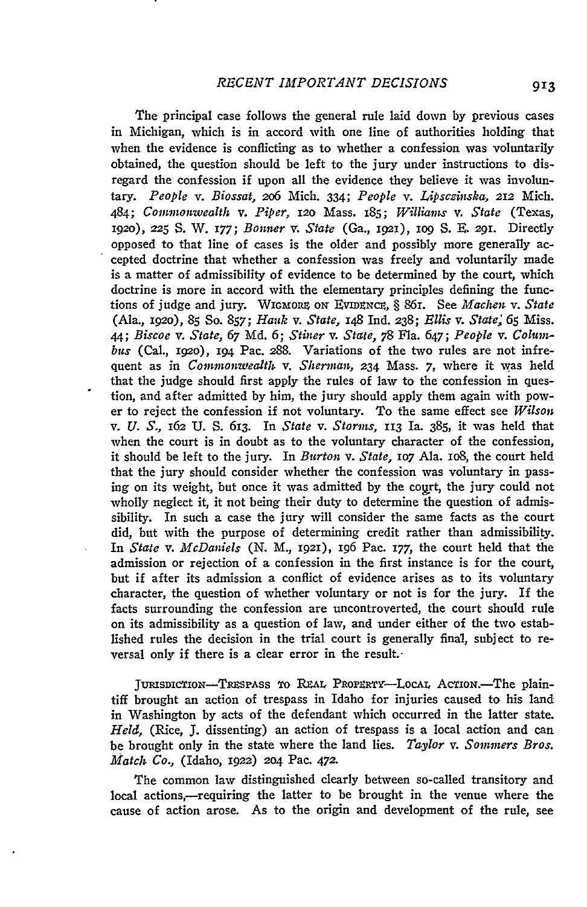The principal case follows the general rule laid down by previous cases in Michigan, which is in accord with one line of authorities holding that when the evidence is conflicting as to whether a confession was voluntarily obtained, the question should be left to the jury under instructions to disregard the confession if upon all the evidence they believe it was involuntary. *People* v. *Biossat*, 206 Mich. 334; *People* v. *Lipsczinska*, 212 Mich. 484; *Commonwealth* v. *Piper*, 120 Mass. 185; *Williams* v. *State* (Texas, 1920), 225 S. W. 177; *Bonner* v. *State* (Ga., 1921), 109 S. E. 291. Directly opposed to that line of cases is the older and possibly more generally accepted doctrine that whether a confession was freely and voluntarily made is a matter of admissibility of evidence to be determined by the court, which doctrine is more in accord with the elementary principles defining the functions of judge and jury. WIGMORE ON EVIDENCE, § 861. See *Machen* v. *State* (Ala., 1920), 85 So. 857; *Hauk* v. *State*, 148 Ind. 238; *Ellis* v. *State*, 65 Miss. 44; *Biscoe* v. *State*, 67 Md. 6; *Stiner* v. *State*, 78 Fla. 647; *People* v. *Columbus* (Cal., 1920), 194 Pac. 288. Variations of the two rules are not infrequent as in *Commonwealth* v. *Sherman*, 234 Mass. 7, where it was held that the judge should first apply the rules of law to the confession in question, and after admitted by him, the jury should apply them again with power to reject the confession if not voluntary. To the same effect see *Wilson* v. *U. S.*, 162 U. S. 613. In *State* v. *Storms*, 113 Ia. 385, it was held that when the court is in doubt as to the voluntary character of the confession, it should be left to the jury. In *Burton* v. *State*, 107 Ala. 108, the court held that the jury should consider whether the confession was voluntary in passing on its weight, but once it was admitted by the court, the jury could not wholly neglect it, it not being their duty to determine the question of admissibility. In such a case the jury will consider the same facts as the court did, but with the purpose of determining credit rather than admissibility. In *State* v. *McDaniels* (N. M., 1921), 196 Pac. 177, the court held that the admission or rejection of a confession in the first instance is for the court, but if after its admission a conflict of evidence arises as to its voluntary character, the question of whether voluntary or not is for the jury. If the facts surrounding the confession are uncontroverted, the court should rule on its admissibility as a question of law, and under either of the two established rules the decision in the trial court is generally final, subject to reversal only if there is a clear error in the result.

JURISDICTION—TRESPASS TO REAL PROPERTY—LOCAL ACTION.—The plaintiff brought an action of trespass in Idaho for injuries caused to his land in Washington by acts of the defendant which occurred in the latter state. *Held*, (Rice, J. dissenting) an action of trespass is a local action and can be brought only in the state where the land lies. *Taylor* v. *Sommers Bros. Match Co.*, (Idaho, 1922) 204 Pac. 472.

The common law distinguished clearly between so-called transitory and local actions,—requiring the latter to be brought in the venue where the cause of action arose. As to the origin and development of the rule, see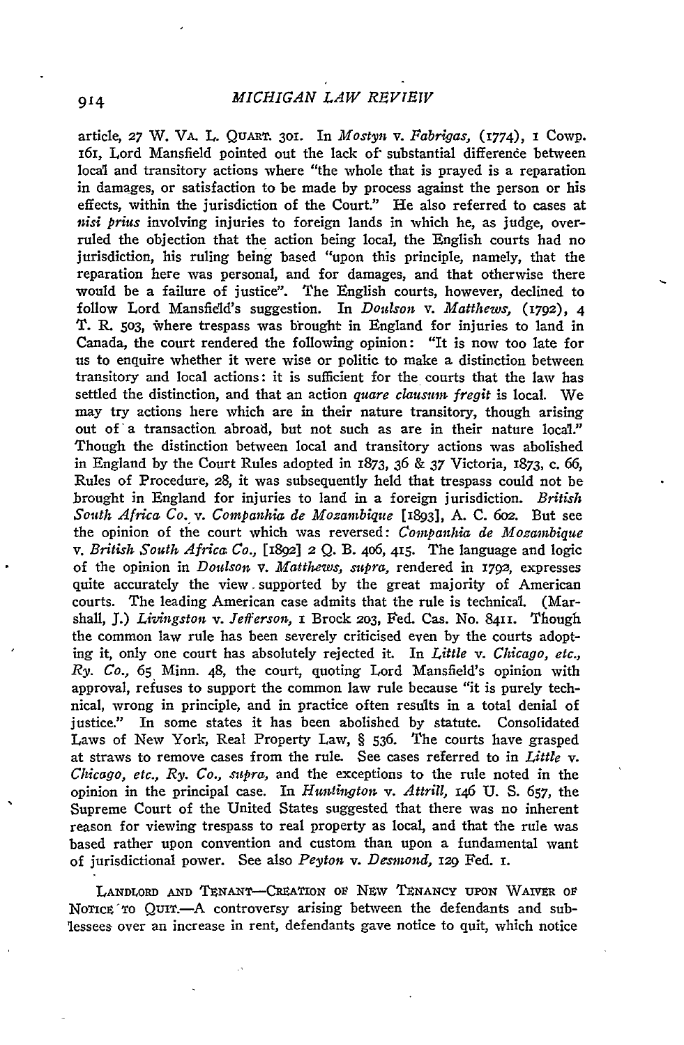article, 27 W. VA. L. QUART. 301. In *Mostyn* v. *Fabrigas*, (1774), 1 Cowp. 161, Lord Mansfield pointed out the lack of substantial difference between local and transitory actions where "the whole that is prayed is a reparation in damages, or satisfaction to be made by process against the person or his effects, within the jurisdiction of the Court." He also referred to cases at *nisi prius* involving injuries to foreign lands in which he, as judge, overruled the objection that the action being local, the English courts had no jurisdiction, his ruling being based "upon this principle, namely, that the reparation here was personal, and for damages, and that otherwise there would be a failure of justice". The English courts, however, declined to follow Lord Mansfield's suggestion. In *Doulson* v. *Matthews*, (1792), 4 T. R. 503, where trespass was brought in England for injuries to land in Canada, the court rendered the following opinion: "It is now too late for us to enquire whether it were wise or politic to make a distinction between transitory and local actions: it is sufficient for the courts that the law has settled the distinction, and that an action *quare clausum fregit* is local. We may try actions here which are in their nature transitory, though arising out of a transaction abroad, but not such as are in their nature local." Though the distinction between local and transitory actions was abolished in England by the Court Rules adopted in 1873, 36 & 37 Victoria, 1873, c. 66, Rules of Procedure, 28, it was subsequently held that trespass could not be brought in England for injuries to land in a foreign jurisdiction. *British South Africa Co.* v. *Companhia de Mozambique* [1893], A. C. 602. But see the opinion of the court which was reversed: *Companhia de Mozambique* v. *British South Africa Co.*, [1892] 2 Q. B. 406, 415. The language and logic of the opinion in *Doulson* v. *Matthews*, *supra*, rendered in 1792, expresses quite accurately the view supported by the great majority of American courts. The leading American case admits that the rule is technical. (Marshall, J.) *Livingston* v. *Jefferson*, 1 Brock 203, Fed. Cas. No. 8411. Though the common law rule has been severely criticised even by the courts adopting it, only one court has absolutely rejected it. In *Little* v. *Chicago, etc., Ry. Co.*, 65 Minn. 48, the court, quoting Lord Mansfield's opinion with approval, refuses to support the common law rule because "it is purely technical, wrong in principle, and in practice often results in a total denial of justice." In some states it has been abolished by statute. Consolidated Laws of New York, Real Property Law, § 536. The courts have grasped at straws to remove cases from the rule. See cases referred to in *Little* v. *Chicago, etc., Ry. Co.*, *supra*, and the exceptions to the rule noted in the opinion in the principal case. In *Huntington* v. *Attrill*, 146 U. S. 657, the Supreme Court of the United States suggested that there was no inherent reason for viewing trespass to real property as local, and that the rule was based rather upon convention and custom than upon a fundamental want of jurisdictional power. See also *Peyton* v. *Desmond*, 129 Fed. 1.

LANDLORD AND TENANT—CREATION OF NEW TENANCY UPON WAIVER OF NOTICE TO QUIT.—A controversy arising between the defendants and sublessees over an increase in rent, defendants gave notice to quit, which notice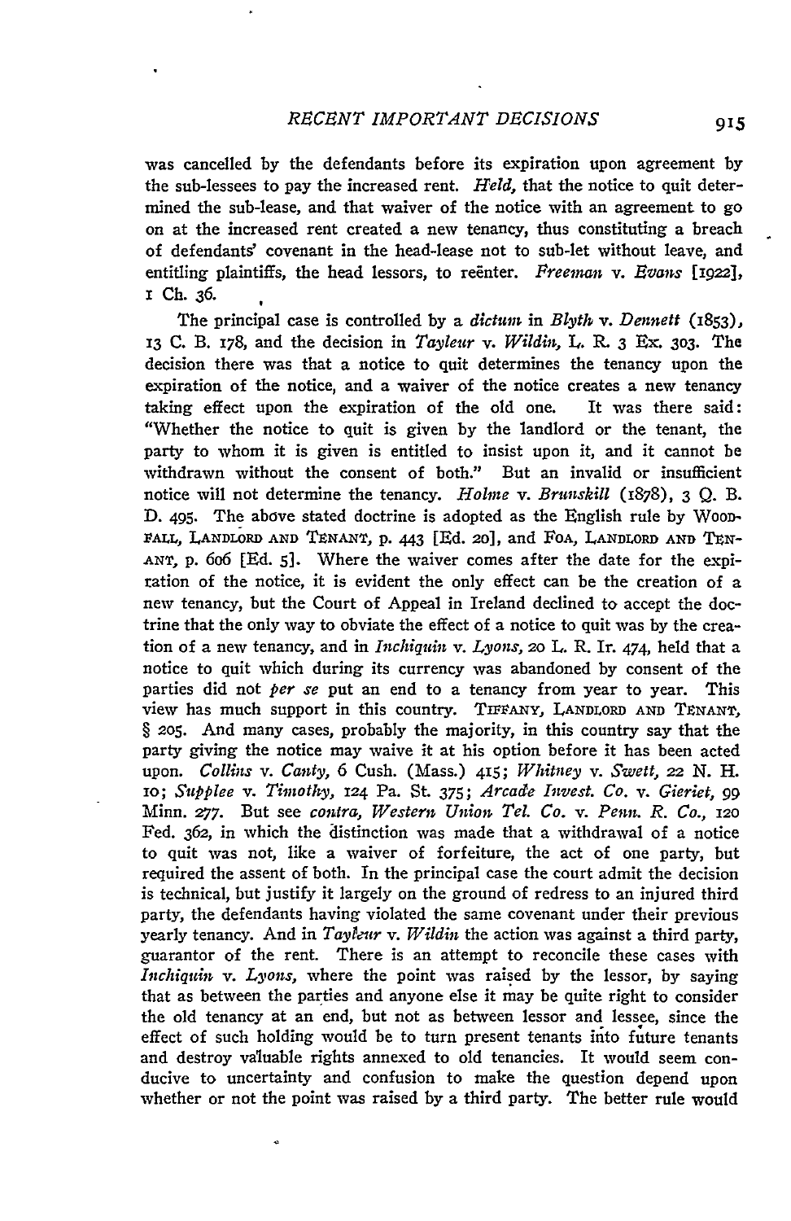was cancelled by the defendants before its expiration upon agreement by the sub-lessees to pay the increased rent. *Held*, that the notice to quit determined the sub-lease, and that waiver of the notice with an agreement to go on at the increased rent created a new tenancy, thus constituting a breach of defendants' covenant in the head-lease not to sub-let without leave, and entitling plaintiffs, the head lessors, to reënter. *Freeman* v. *Evans* [1922], 1 Ch. 36.

The principal case is controlled by a *dictum* in *Blyth* v. *Dennett* (1853), 13 C. B. 178, and the decision in *Tayleur* v. *Wildin*, L. R. 3 Ex. 303. The decision there was that a notice to quit determines the tenancy upon the expiration of the notice, and a waiver of the notice creates a new tenancy taking effect upon the expiration of the old one. It was there said: "Whether the notice to quit is given by the landlord or the tenant, the party to whom it is given is entitled to insist upon it, and it cannot be withdrawn without the consent of both." But an invalid or insufficient notice will not determine the tenancy. *Holme* v. *Brunskill* (1878), 3 Q. B. D. 495. The above stated doctrine is adopted as the English rule by Woodfall, Landlord and Tenant, p. 443 [Ed. 20], and Foa, Landlord and Tenant, p. 606 [Ed. 5]. Where the waiver comes after the date for the expiration of the notice, it is evident the only effect can be the creation of a new tenancy, but the Court of Appeal in Ireland declined to accept the doctrine that the only way to obviate the effect of a notice to quit was by the creation of a new tenancy, and in *Inchiquin* v. *Lyons*, 20 L. R. Ir. 474, held that a notice to quit which during its currency was abandoned by consent of the parties did not *per se* put an end to a tenancy from year to year. This view has much support in this country. Tiffany, Landlord and Tenant, § 205. And many cases, probably the majority, in this country say that the party giving the notice may waive it at his option before it has been acted upon. *Collins* v. *Canty*, 6 Cush. (Mass.) 415; *Whitney* v. *Swett*, 22 N. H. 10; *Supplee* v. *Timothy*, 124 Pa. St. 375; *Arcade Invest. Co.* v. *Gieriet*, 99 Minn. 277. But see *contra*, *Western Union Tel. Co.* v. *Penn. R. Co.*, 120 Fed. 362, in which the distinction was made that a withdrawal of a notice to quit was not, like a waiver of forfeiture, the act of one party, but required the assent of both. In the principal case the court admit the decision is technical, but justify it largely on the ground of redress to an injured third party, the defendants having violated the same covenant under their previous yearly tenancy. And in *Tayleur* v. *Wildin* the action was against a third party, guarantor of the rent. There is an attempt to reconcile these cases with *Inchiquin* v. *Lyons*, where the point was raised by the lessor, by saying that as between the parties and anyone else it may be quite right to consider the old tenancy at an end, but not as between lessor and lessee, since the effect of such holding would be to turn present tenants into future tenants and destroy valuable rights annexed to old tenancies. It would seem conducive to uncertainty and confusion to make the question depend upon whether or not the point was raised by a third party. The better rule would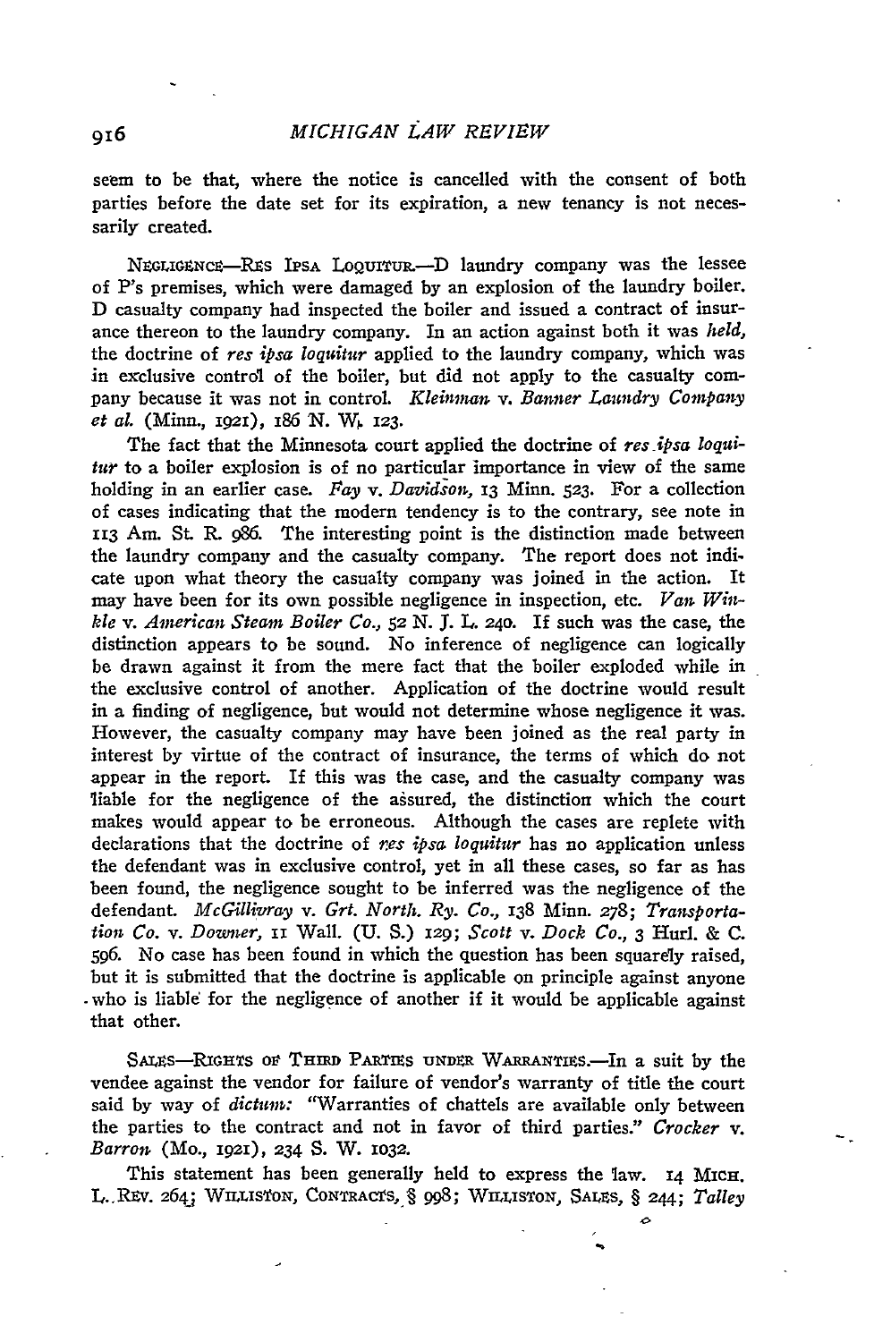seem to be that, where the notice is cancelled with the consent of both parties before the date set for its expiration, a new tenancy is not necessarily created.

NEGLIGENCE—RES IPSA LOQUITUR.—D laundry company was the lessee of P's premises, which were damaged by an explosion of the laundry boiler. D casualty company had inspected the boiler and issued a contract of insurance thereon to the laundry company. In an action against both it was *held*, the doctrine of *res ipsa loquitur* applied to the laundry company, which was in exclusive control of the boiler, but did not apply to the casualty company because it was not in control. *Kleinman* v. *Banner Laundry Company et al.* (Minn., 1921), 186 N. W. 123.

The fact that the Minnesota court applied the doctrine of *res ipsa loquitur* to a boiler explosion is of no particular importance in view of the same holding in an earlier case. *Fay* v. *Davidson*, 13 Minn. 523. For a collection of cases indicating that the modern tendency is to the contrary, see note in 113 Am. St. R. 986. The interesting point is the distinction made between the laundry company and the casualty company. The report does not indicate upon what theory the casualty company was joined in the action. It may have been for its own possible negligence in inspection, etc. *Van Winkle* v. *American Steam Boiler Co.*, 52 N. J. L. 240. If such was the case, the distinction appears to be sound. No inference of negligence can logically be drawn against it from the mere fact that the boiler exploded while in the exclusive control of another. Application of the doctrine would result in a finding of negligence, but would not determine whose negligence it was. However, the casualty company may have been joined as the real party in interest by virtue of the contract of insurance, the terms of which do not appear in the report. If this was the case, and the casualty company was liable for the negligence of the assured, the distinction which the court makes would appear to be erroneous. Although the cases are replete with declarations that the doctrine of *res ipsa loquitur* has no application unless the defendant was in exclusive control, yet in all these cases, so far as has been found, the negligence sought to be inferred was the negligence of the defendant. *McGillivray* v. *Grt. North. Ry. Co.*, 138 Minn. 278; *Transportation Co.* v. *Downer*, 11 Wall. (U. S.) 129; *Scott* v. *Dock Co.*, 3 Hurl. & C. 596. No case has been found in which the question has been squarely raised, but it is submitted that the doctrine is applicable on principle against anyone who is liable for the negligence of another if it would be applicable against that other.

SALES—RIGHTS OF THIRD PARTIES UNDER WARRANTIES.—In a suit by the vendee against the vendor for failure of vendor's warranty of title the court said by way of *dictum:* "Warranties of chattels are available only between the parties to the contract and not in favor of third parties." *Crocker* v. *Barron* (Mo., 1921), 234 S. W. 1032.

This statement has been generally held to express the law. 14 MICH. L. REV. 264; WILLISTON, CONTRACTS, § 998; WILLISTON, SALES, § 244; *Talley*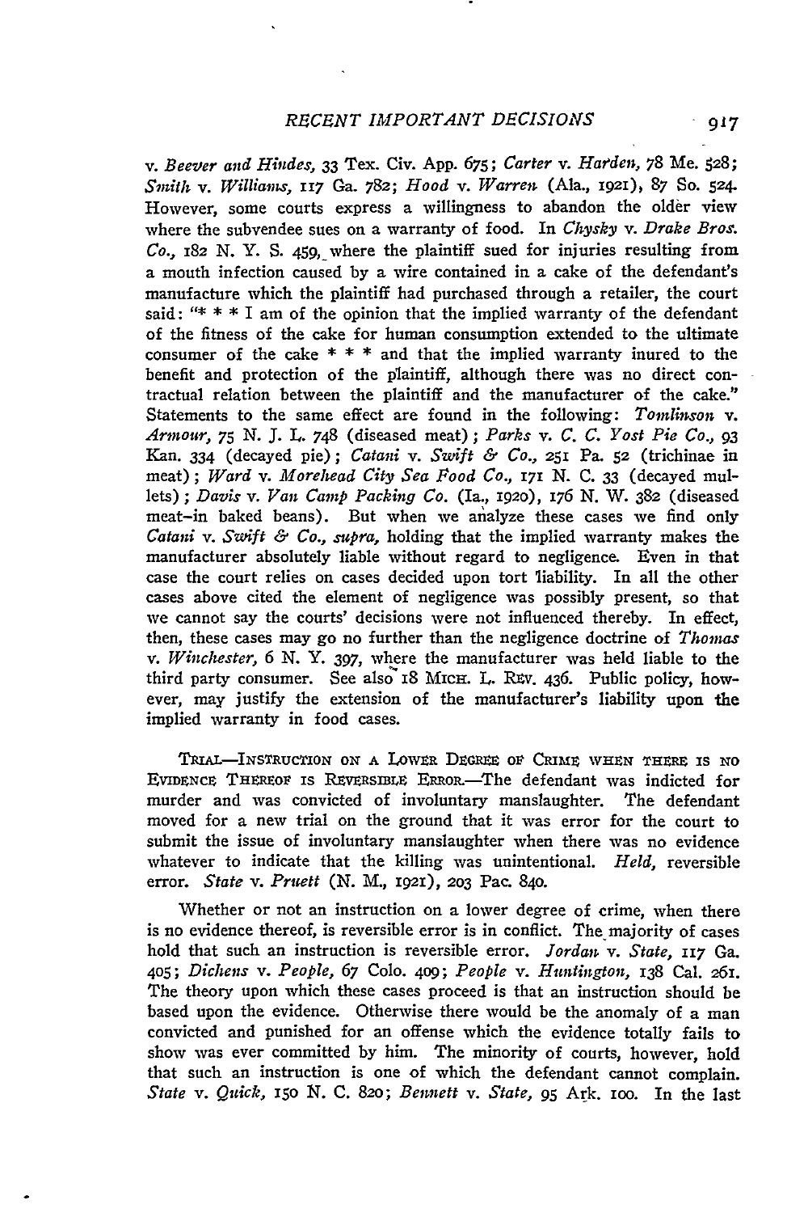v. *Beever and Hindes*, 33 Tex. Civ. App. 675; *Carter* v. *Harden*, 78 Me. 528; *Smith* v. *Williams*, 117 Ga. 782; *Hood* v. *Warren* (Ala., 1921), 87 So. 524. However, some courts express a willingness to abandon the older view where the subvendee sues on a warranty of food. In *Chysky* v. *Drake Bros. Co.*, 182 N. Y. S. 459, where the plaintiff sued for injuries resulting from a mouth infection caused by a wire contained in a cake of the defendant's manufacture which the plaintiff had purchased through a retailer, the court said: "* * * I am of the opinion that the implied warranty of the defendant of the fitness of the cake for human consumption extended to the ultimate consumer of the cake * * * and that the implied warranty inured to the benefit and protection of the plaintiff, although there was no direct contractual relation between the plaintiff and the manufacturer of the cake." Statements to the same effect are found in the following: *Tomlinson* v. *Armour*, 75 N. J. L. 748 (diseased meat); *Parks* v. *C. C. Yost Pie Co.*, 93 Kan. 334 (decayed pie); *Catani* v. *Swift & Co.*, 251 Pa. 52 (trichinae in meat); *Ward* v. *Morehead City Sea Food Co.*, 171 N. C. 33 (decayed mullets); *Davis* v. *Van Camp Packing Co.* (Ia., 1920), 176 N. W. 382 (diseased meat–in baked beans). But when we analyze these cases we find only *Catani* v. *Swift & Co.*, *supra*, holding that the implied warranty makes the manufacturer absolutely liable without regard to negligence. Even in that case the court relies on cases decided upon tort liability. In all the other cases above cited the element of negligence was possibly present, so that we cannot say the courts' decisions were not influenced thereby. In effect, then, these cases may go no further than the negligence doctrine of *Thomas* v. *Winchester*, 6 N. Y. 397, where the manufacturer was held liable to the third party consumer. See also 18 MICH. L. REV. 436. Public policy, however, may justify the extension of the manufacturer's liability upon the implied warranty in food cases.

TRIAL—INSTRUCTION ON A LOWER DEGREE OF CRIME WHEN THERE IS NO EVIDENCE THEREOF IS REVERSIBLE ERROR.—The defendant was indicted for murder and was convicted of involuntary manslaughter. The defendant moved for a new trial on the ground that it was error for the court to submit the issue of involuntary manslaughter when there was no evidence whatever to indicate that the killing was unintentional. *Held*, reversible error. *State* v. *Pruett* (N. M., 1921), 203 Pac. 840.

Whether or not an instruction on a lower degree of crime, when there is no evidence thereof, is reversible error is in conflict. The majority of cases hold that such an instruction is reversible error. *Jordan* v. *State*, 117 Ga. 405; *Dickens* v. *People*, 67 Colo. 409; *People* v. *Huntington*, 138 Cal. 261. The theory upon which these cases proceed is that an instruction should be based upon the evidence. Otherwise there would be the anomaly of a man convicted and punished for an offense which the evidence totally fails to show was ever committed by him. The minority of courts, however, hold that such an instruction is one of which the defendant cannot complain. *State* v. *Quick*, 150 N. C. 820; *Bennett* v. *State*, 95 Ark. 100. In the last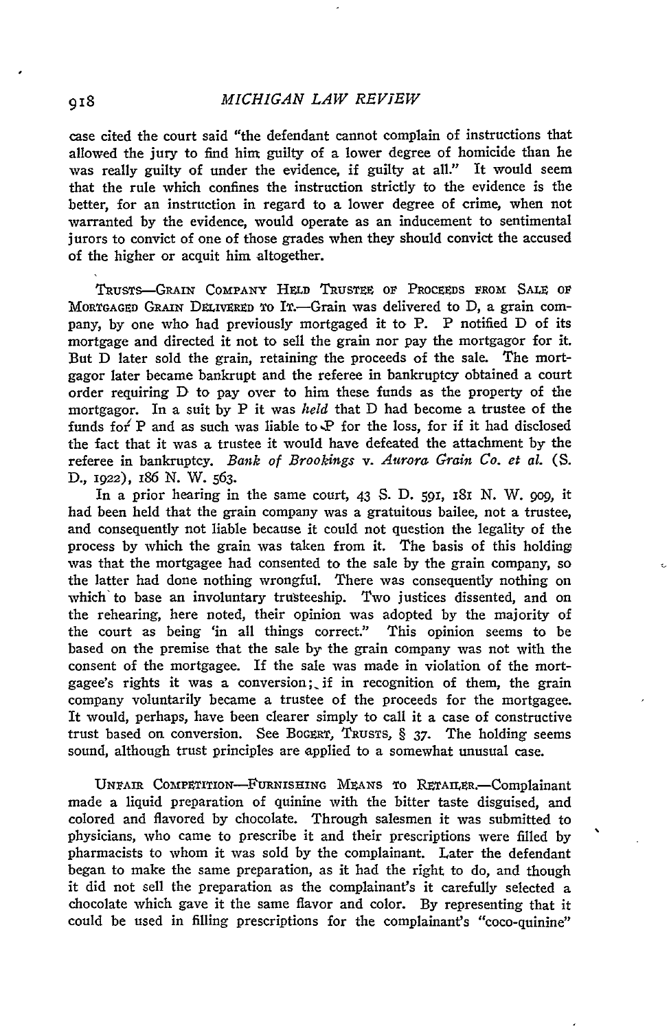case cited the court said "the defendant cannot complain of instructions that allowed the jury to find him guilty of a lower degree of homicide than he was really guilty of under the evidence, if guilty at all." It would seem that the rule which confines the instruction strictly to the evidence is the better, for an instruction in regard to a lower degree of crime, when not warranted by the evidence, would operate as an inducement to sentimental jurors to convict of one of those grades when they should convict the accused of the higher or acquit him altogether.

TRUSTS—GRAIN COMPANY HELD TRUSTEE OF PROCEEDS FROM SALE OF MORTGAGED GRAIN DELIVERED TO IT.—Grain was delivered to D, a grain company, by one who had previously mortgaged it to P. P notified D of its mortgage and directed it not to sell the grain nor pay the mortgagor for it. But D later sold the grain, retaining the proceeds of the sale. The mortgagor later became bankrupt and the referee in bankruptcy obtained a court order requiring D to pay over to him these funds as the property of the mortgagor. In a suit by P it was *held* that D had become a trustee of the funds for P and as such was liable to P for the loss, for if it had disclosed the fact that it was a trustee it would have defeated the attachment by the referee in bankruptcy. *Bank of Brookings* v. *Aurora Grain Co. et al.* (S. D., 1922), 186 N. W. 563.

In a prior hearing in the same court, 43 S. D. 591, 181 N. W. 909, it had been held that the grain company was a gratuitous bailee, not a trustee, and consequently not liable because it could not question the legality of the process by which the grain was taken from it. The basis of this holding was that the mortgagee had consented to the sale by the grain company, so the latter had done nothing wrongful. There was consequently nothing on which to base an involuntary trusteeship. Two justices dissented, and on the rehearing, here noted, their opinion was adopted by the majority of the court as being "in all things correct." This opinion seems to be based on the premise that the sale by the grain company was not with the consent of the mortgagee. If the sale was made in violation of the mortgagee's rights it was a conversion; if in recognition of them, the grain company voluntarily became a trustee of the proceeds for the mortgagee. It would, perhaps, have been clearer simply to call it a case of constructive trust based on conversion. See BOGERT, TRUSTS, § 37. The holding seems sound, although trust principles are applied to a somewhat unusual case.

UNFAIR COMPETITION—FURNISHING MEANS TO RETAILER.—Complainant made a liquid preparation of quinine with the bitter taste disguised, and colored and flavored by chocolate. Through salesmen it was submitted to physicians, who came to prescribe it and their prescriptions were filled by pharmacists to whom it was sold by the complainant. Later the defendant began to make the same preparation, as it had the right to do, and though it did not sell the preparation as the complainant's it carefully selected a chocolate which gave it the same flavor and color. By representing that it could be used in filling prescriptions for the complainant's "coco-quinine"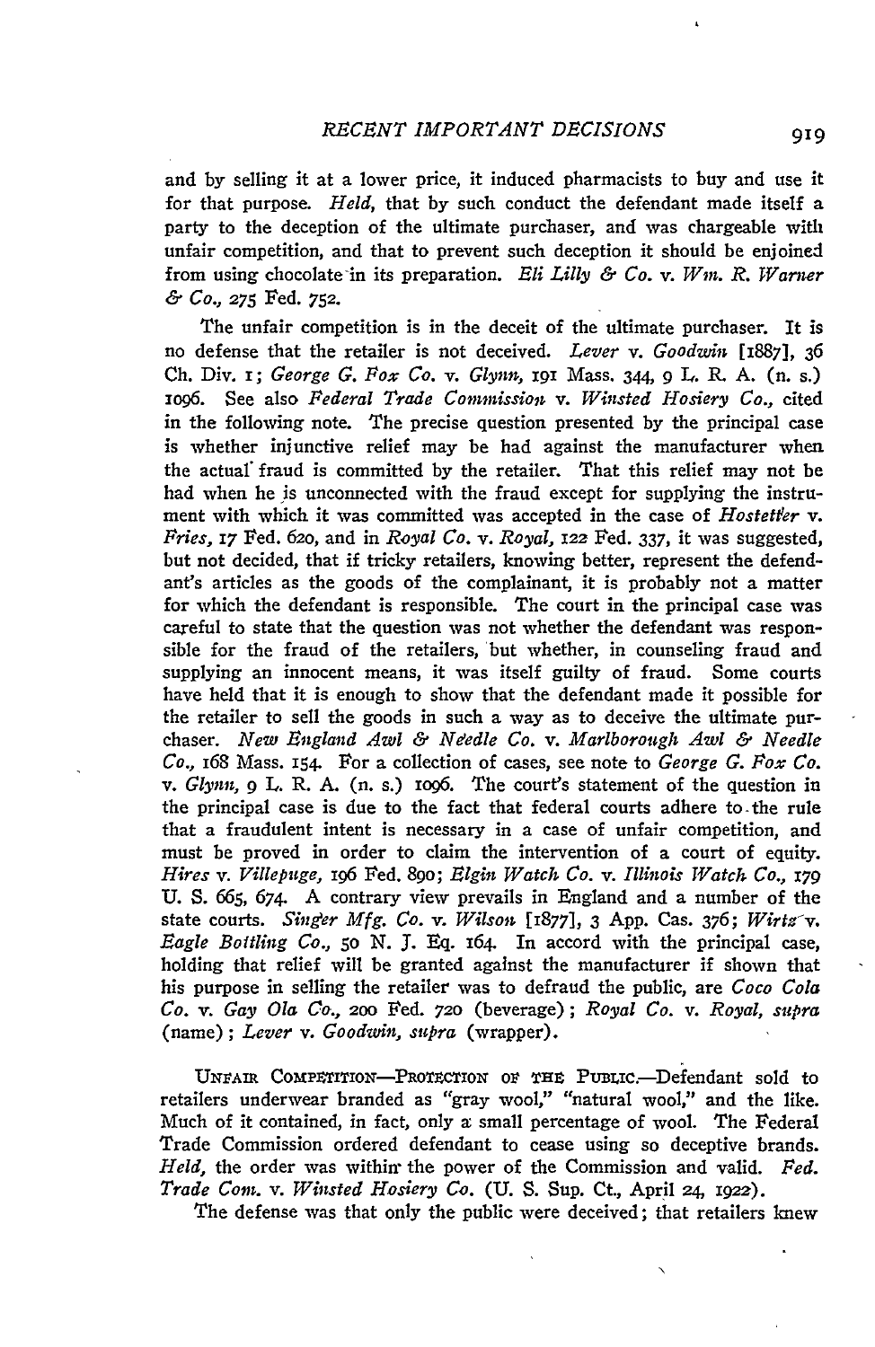and by selling it at a lower price, it induced pharmacists to buy and use it for that purpose. *Held*, that by such conduct the defendant made itself a party to the deception of the ultimate purchaser, and was chargeable with unfair competition, and that to prevent such deception it should be enjoined from using chocolate in its preparation. *Eli Lilly & Co.* v. *Wm. R. Warner & Co.*, 275 Fed. 752.

The unfair competition is in the deceit of the ultimate purchaser. It is no defense that the retailer is not deceived. *Lever* v. *Goodwin* [1887], 36 Ch. Div. 1; *George G. Fox Co.* v. *Glynn*, 191 Mass. 344, 9 L. R. A. (n. s.) 1096. See also *Federal Trade Commission* v. *Winsted Hosiery Co.*, cited in the following note. The precise question presented by the principal case is whether injunctive relief may be had against the manufacturer when the actual fraud is committed by the retailer. That this relief may not be had when he is unconnected with the fraud except for supplying the instrument with which it was committed was accepted in the case of *Hostetter* v. *Fries*, 17 Fed. 620, and in *Royal Co.* v. *Royal*, 122 Fed. 337, it was suggested, but not decided, that if tricky retailers, knowing better, represent the defendant's articles as the goods of the complainant, it is probably not a matter for which the defendant is responsible. The court in the principal case was careful to state that the question was not whether the defendant was responsible for the fraud of the retailers, but whether, in counseling fraud and supplying an innocent means, it was itself guilty of fraud. Some courts have held that it is enough to show that the defendant made it possible for the retailer to sell the goods in such a way as to deceive the ultimate purchaser. *New England Awl & Needle Co.* v. *Marlborough Awl & Needle Co.*, 168 Mass. 154. For a collection of cases, see note to *George G. Fox Co.* v. *Glynn*, 9 L. R. A. (n. s.) 1096. The court's statement of the question in the principal case is due to the fact that federal courts adhere to the rule that a fraudulent intent is necessary in a case of unfair competition, and must be proved in order to claim the intervention of a court of equity. *Hires* v. *Villepuge*, 196 Fed. 890; *Elgin Watch Co.* v. *Illinois Watch Co.*, 179 U. S. 665, 674. A contrary view prevails in England and a number of the state courts. *Singer Mfg. Co.* v. *Wilson* [1877], 3 App. Cas. 376; *Wirtz* v. *Eagle Bottling Co.*, 50 N. J. Eq. 164. In accord with the principal case, holding that relief will be granted against the manufacturer if shown that his purpose in selling the retailer was to defraud the public, are *Coco Cola Co.* v. *Gay Ola Co.*, 200 Fed. 720 (beverage); *Royal Co.* v. *Royal, supra* (name); *Lever* v. *Goodwin, supra* (wrapper).

Unfair Competition—Protection of the Public.—Defendant sold to retailers underwear branded as "gray wool," "natural wool," and the like. Much of it contained, in fact, only a small percentage of wool. The Federal Trade Commission ordered defendant to cease using so deceptive brands. *Held*, the order was within the power of the Commission and valid. *Fed. Trade Com.* v. *Winsted Hosiery Co.* (U. S. Sup. Ct., April 24, 1922).

The defense was that only the public were deceived; that retailers knew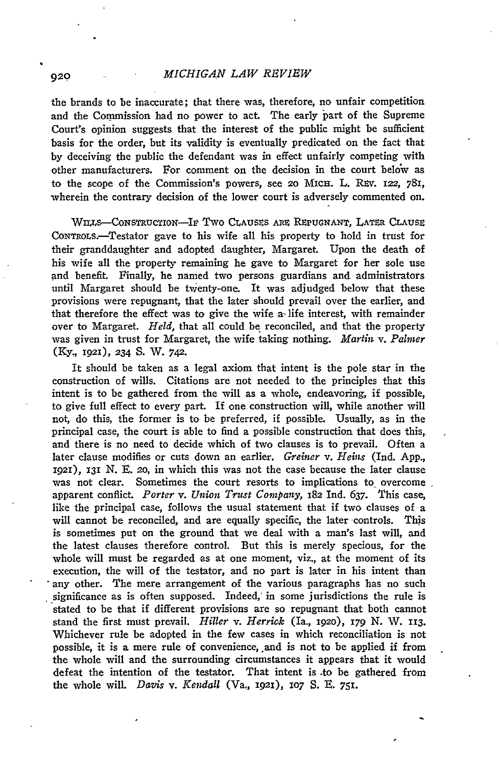the brands to be inaccurate; that there was, therefore, no unfair competition and the Commission had no power to act. The early part of the Supreme Court's opinion suggests that the interest of the public might be sufficient basis for the order, but its validity is eventually predicated on the fact that by deceiving the public the defendant was in effect unfairly competing with other manufacturers. For comment on the decision in the court below as to the scope of the Commission's powers, see 20 MICH. L. REV. 122, 781, wherein the contrary decision of the lower court is adversely commented on.

WILLS—CONSTRUCTION—IF TWO CLAUSES ARE REPUGNANT, LATER CLAUSE CONTROLS.—Testator gave to his wife all his property to hold in trust for their granddaughter and adopted daughter, Margaret. Upon the death of his wife all the property remaining he gave to Margaret for her sole use and benefit. Finally, he named two persons guardians and administrators until Margaret should be twenty-one. It was adjudged below that these provisions were repugnant, that the later should prevail over the earlier, and that therefore the effect was to give the wife a life interest, with remainder over to Margaret. *Held*, that all could be reconciled, and that the property was given in trust for Margaret, the wife taking nothing. *Martin* v. *Palmer* (Ky., 1921), 234 S. W. 742.

It should be taken as a legal axiom that intent is the pole star in the construction of wills. Citations are not needed to the principles that this intent is to be gathered from the will as a whole, endeavoring, if possible, to give full effect to every part. If one construction will, while another will not, do this, the former is to be preferred, if possible. Usually, as in the principal case, the court is able to find a possible construction that does this, and there is no need to decide which of two clauses is to prevail. Often a later clause modifies or cuts down an earlier. *Greiner* v. *Heins* (Ind. App., 1921), 131 N. E. 20, in which this was not the case because the later clause was not clear. Sometimes the court resorts to implications to overcome apparent conflict. *Porter* v. *Union Trust Company*, 182 Ind. 637. This case, like the principal case, follows the usual statement that if two clauses of a will cannot be reconciled, and are equally specific, the later controls. This is sometimes put on the ground that we deal with a man's last will, and the latest clauses therefore control. But this is merely specious, for the whole will must be regarded as at one moment, viz., at the moment of its execution, the will of the testator, and no part is later in his intent than any other. The mere arrangement of the various paragraphs has no such significance as is often supposed. Indeed, in some jurisdictions the rule is stated to be that if different provisions are so repugnant that both cannot stand the first must prevail. *Hiller* v. *Herrick* (Ia., 1920), 179 N. W. 113. Whichever rule be adopted in the few cases in which reconciliation is not possible, it is a mere rule of convenience, and is not to be applied if from the whole will and the surrounding circumstances it appears that it would defeat the intention of the testator. That intent is to be gathered from the whole will. *Davis* v. *Kendall* (Va., 1921), 107 S. E. 751.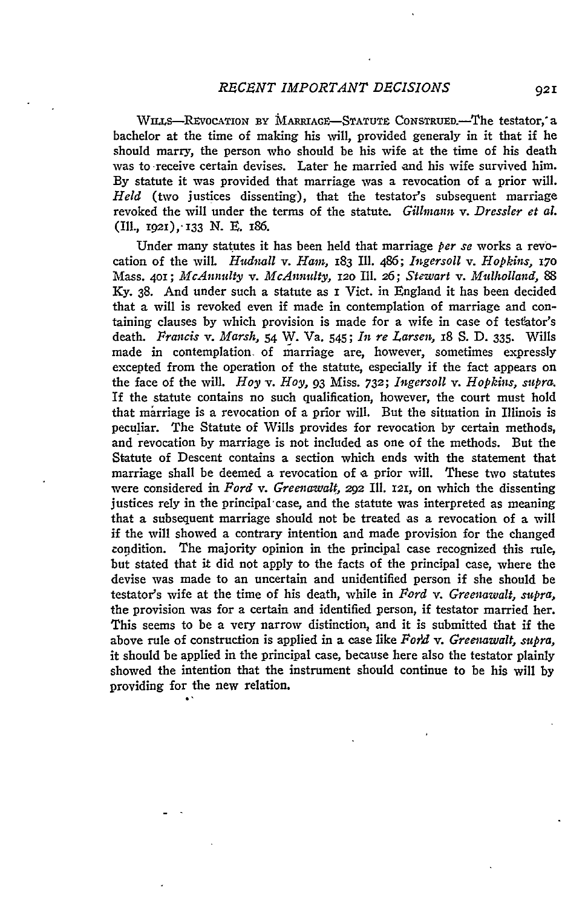WILLS—REVOCATION BY MARRIAGE—STATUTE CONSTRUED.—The testator, a bachelor at the time of making his will, provided generaly in it that if he should marry, the person who should be his wife at the time of his death was to receive certain devises. Later he married and his wife survived him. By statute it was provided that marriage was a revocation of a prior will. *Held* (two justices dissenting), that the testator's subsequent marriage revoked the will under the terms of the statute. *Gillmann* v. *Dressler et al.* (Ill., 1921), 133 N. E. 186.

Under many statutes it has been held that marriage *per se* works a revocation of the will. *Hudnall* v. *Ham*, 183 Ill. 486; *Ingersoll* v. *Hopkins*, 170 Mass. 401; *McAnnulty* v. *McAnnulty*, 120 Ill. 26; *Stewart* v. *Mulholland*, 88 Ky. 38. And under such a statute as 1 Vict. in England it has been decided that a will is revoked even if made in contemplation of marriage and containing clauses by which provision is made for a wife in case of testator's death. *Francis* v. *Marsh*, 54 W. Va. 545; *In re Larsen*, 18 S. D. 335. Wills made in contemplation of marriage are, however, sometimes expressly excepted from the operation of the statute, especially if the fact appears on the face of the will. *Hoy* v. *Hoy*, 93 Miss. 732; *Ingersoll* v. *Hopkins*, *supra*. If the statute contains no such qualification, however, the court must hold that marriage is a revocation of a prior will. But the situation in Illinois is peculiar. The Statute of Wills provides for revocation by certain methods, and revocation by marriage is not included as one of the methods. But the Statute of Descent contains a section which ends with the statement that marriage shall be deemed a revocation of a prior will. These two statutes were considered in *Ford* v. *Greenawalt*, 292 Ill. 121, on which the dissenting justices rely in the principal case, and the statute was interpreted as meaning that a subsequent marriage should not be treated as a revocation of a will if the will showed a contrary intention and made provision for the changed condition. The majority opinion in the principal case recognized this rule, but stated that it did not apply to the facts of the principal case, where the devise was made to an uncertain and unidentified person if she should be testator's wife at the time of his death, while in *Ford* v. *Greenawalt*, *supra*, the provision was for a certain and identified person, if testator married her. This seems to be a very narrow distinction, and it is submitted that if the above rule of construction is applied in a case like *Ford* v. *Greenawalt*, *supra*, it should be applied in the principal case, because here also the testator plainly showed the intention that the instrument should continue to be his will by providing for the new relation.